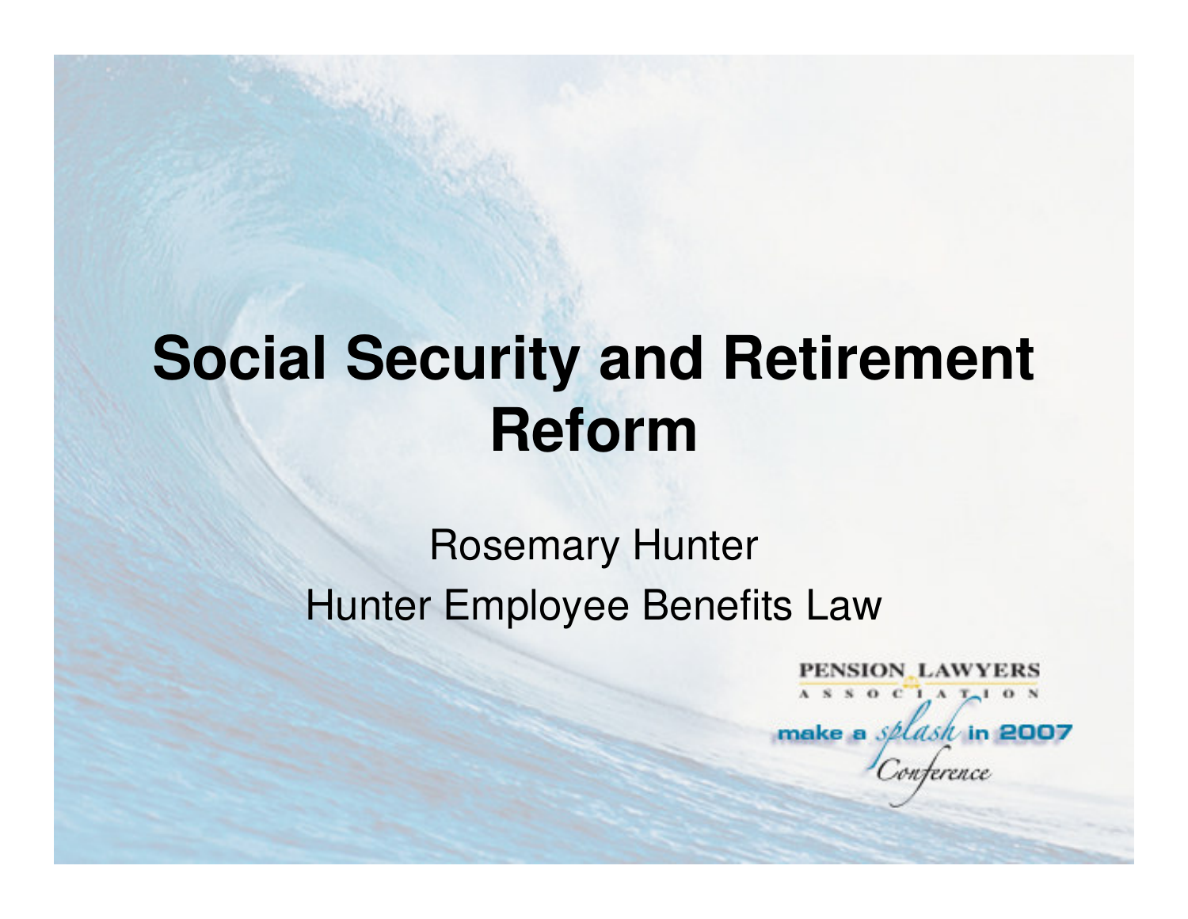# Social Security and Retirement Reform

Rosemary Hunter

Hunter Employee Benefits Law

PENSION LAWYERS ASSOCIATION

make a splash in 2007 Conference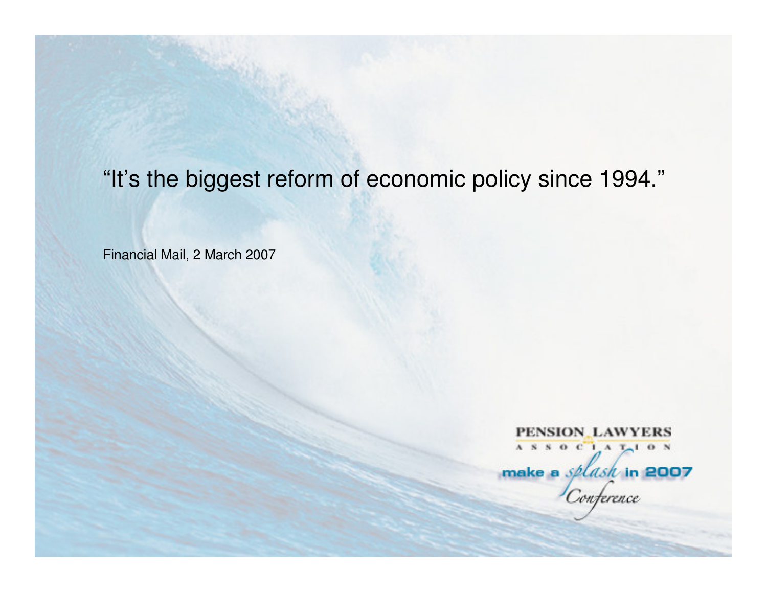"It's the biggest reform of economic policy since 1994."

Financial Mail, 2 March 2007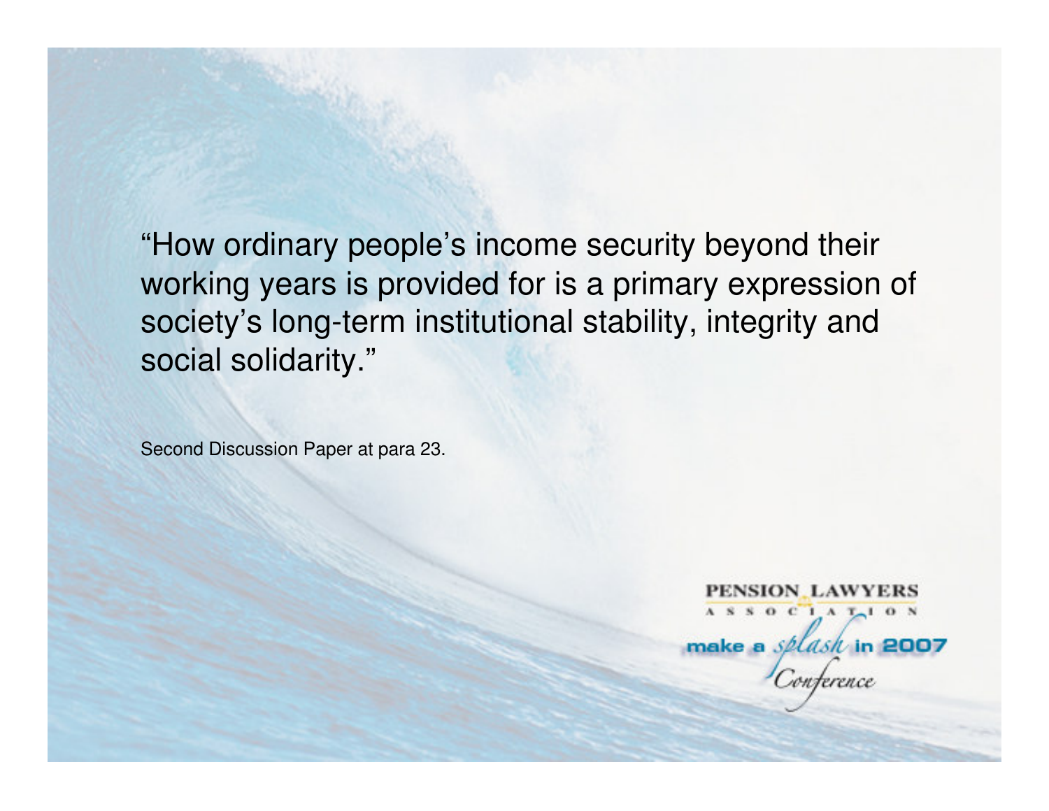"How ordinary people's income security beyond their working years is provided for is a primary expression of society's long-term institutional stability, integrity and social solidarity."

Second Discussion Paper at para 23.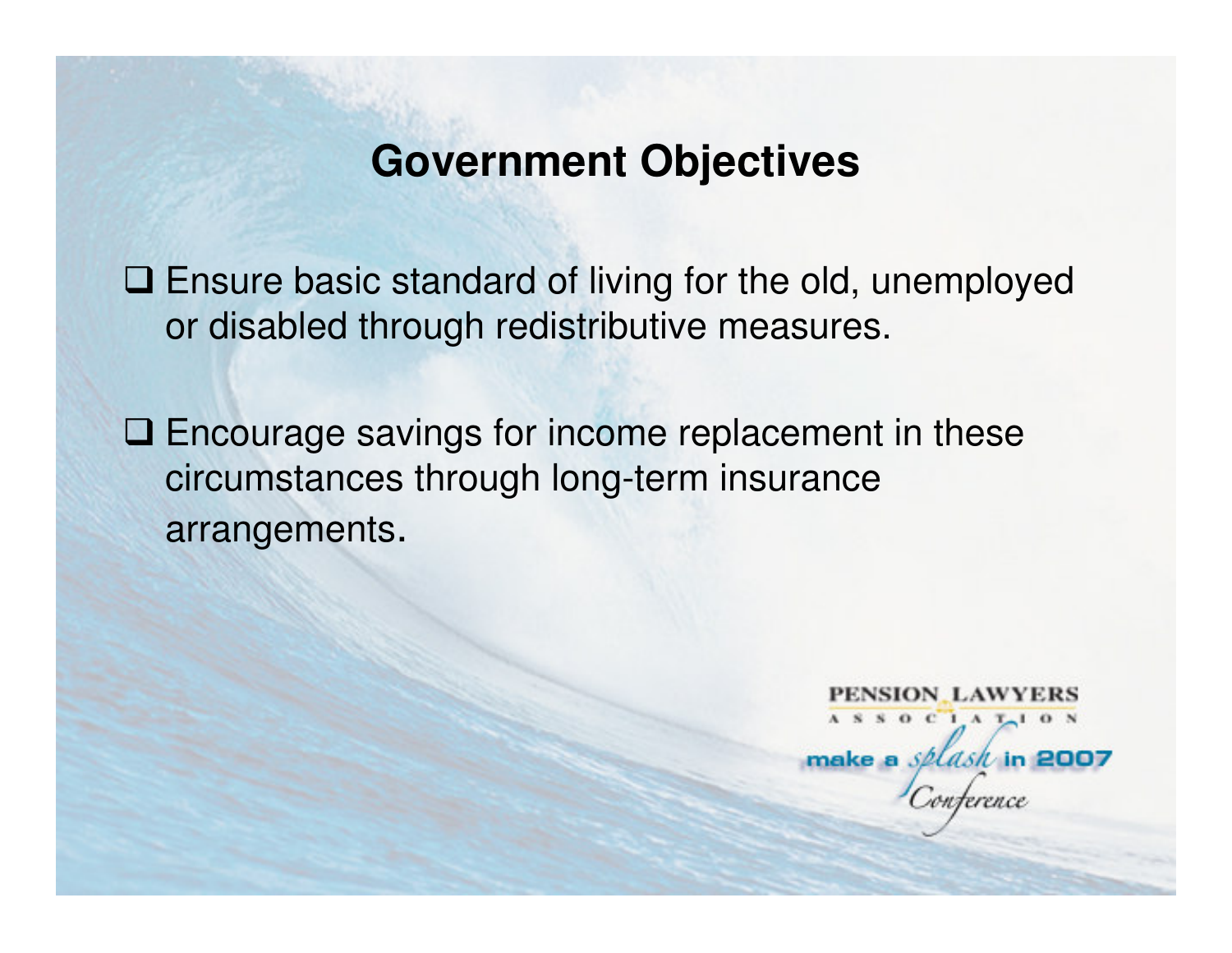# Government Objectives

- Ensure basic standard of living for the old, unemployed or disabled through redistributive measures.

- Encourage savings for income replacement in these circumstances through long-term insurance arrangements.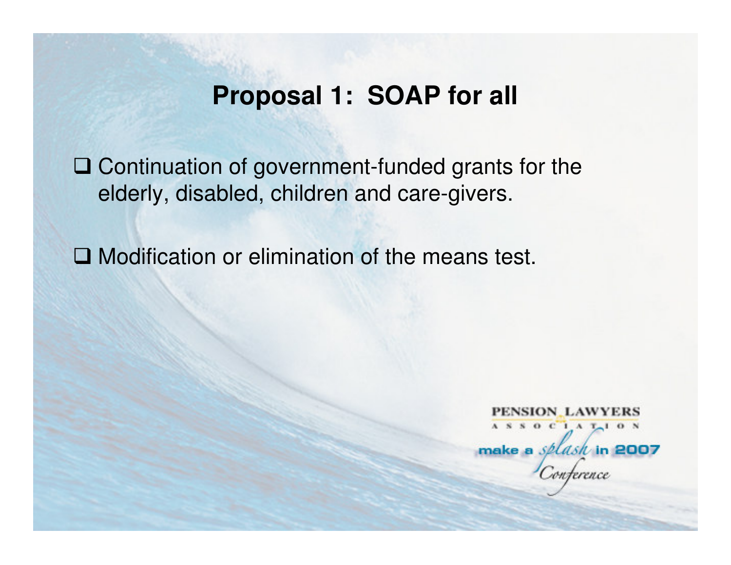# Proposal 1: SOAP for all

- Continuation of government-funded grants for the elderly, disabled, children and care-givers.
- Modification or elimination of the means test.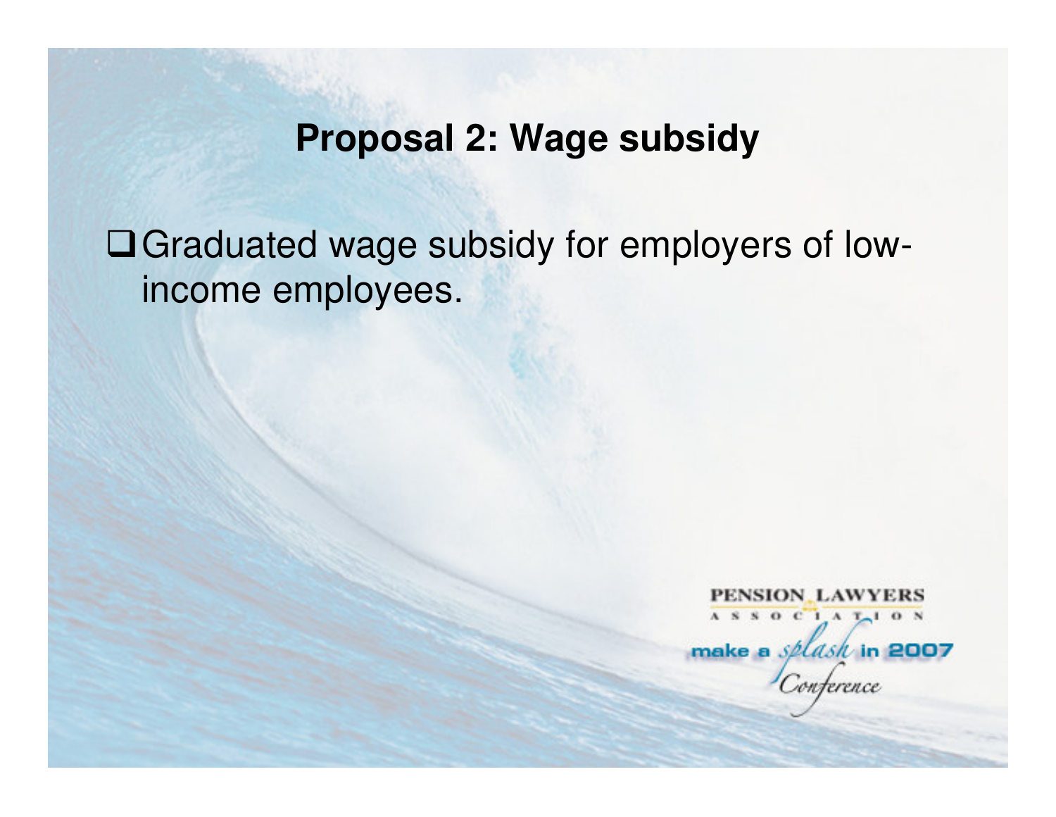## Proposal 2: Wage subsidy

- Graduated wage subsidy for employers of low-income employees.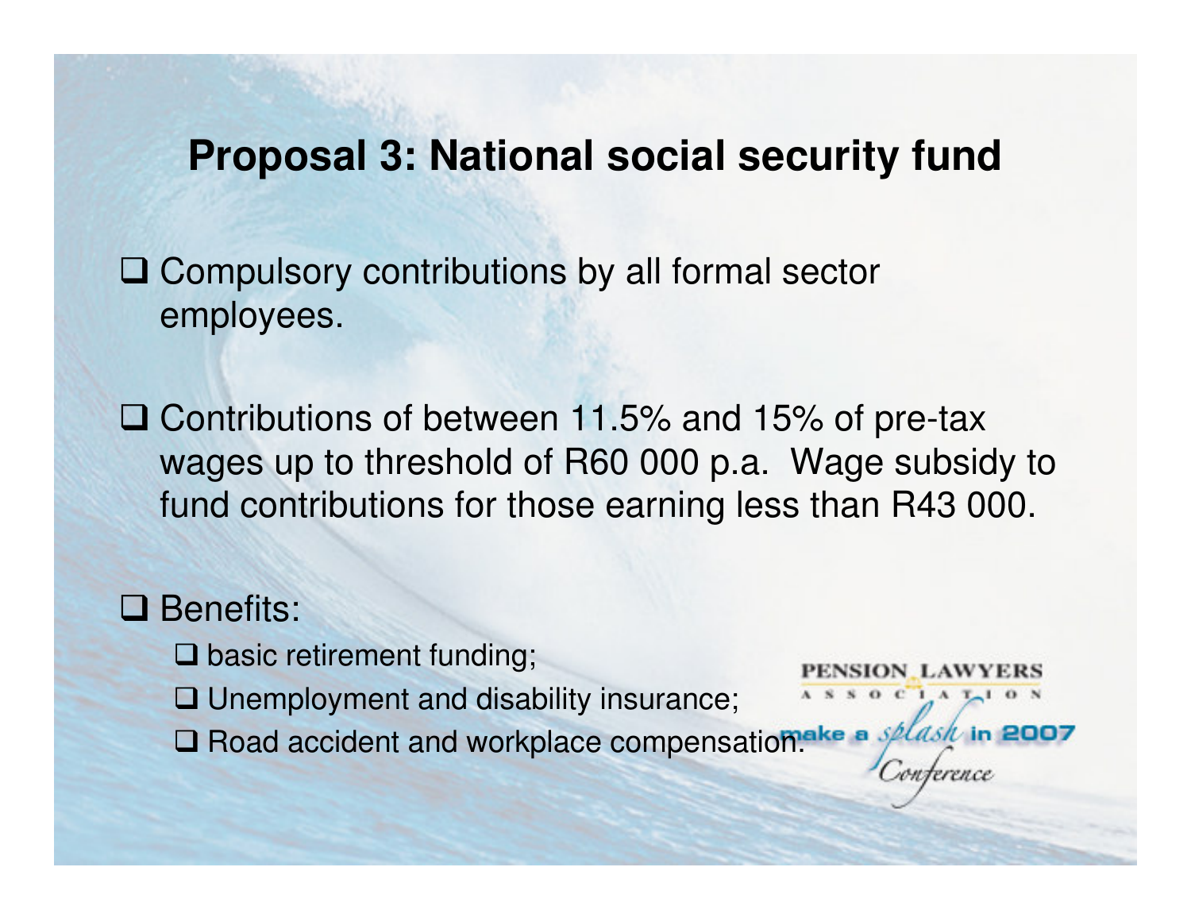# Proposal 3: National social security fund

- Compulsory contributions by all formal sector employees.
- Contributions of between 11.5% and 15% of pre-tax wages up to threshold of R60 000 p.a. Wage subsidy to fund contributions for those earning less than R43 000.
- Benefits:
  - basic retirement funding;
  - Unemployment and disability insurance;
  - Road accident and workplace compensation.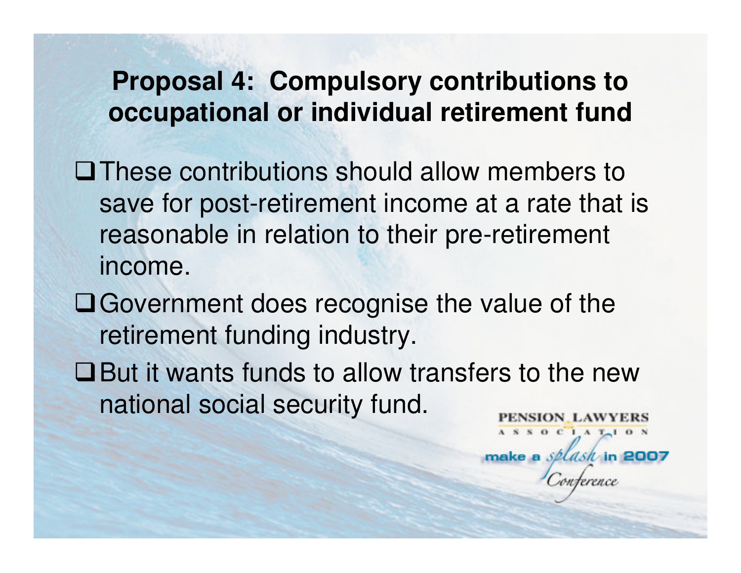## Proposal 4: Compulsory contributions to occupational or individual retirement fund

- These contributions should allow members to save for post-retirement income at a rate that is reasonable in relation to their pre-retirement income.
- Government does recognise the value of the retirement funding industry.
- But it wants funds to allow transfers to the new national social security fund.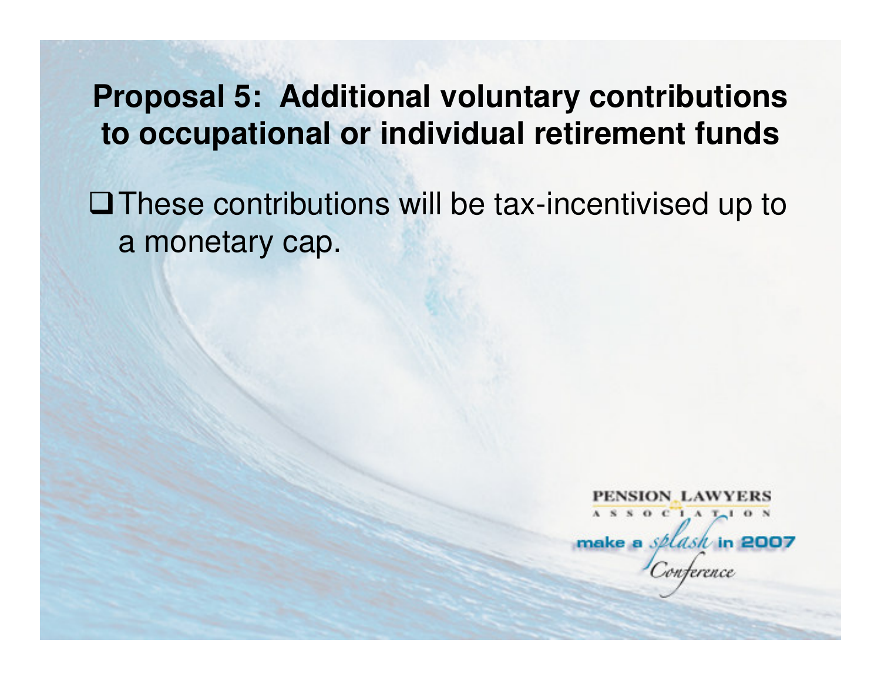# Proposal 5: Additional voluntary contributions to occupational or individual retirement funds

- These contributions will be tax-incentivised up to a monetary cap.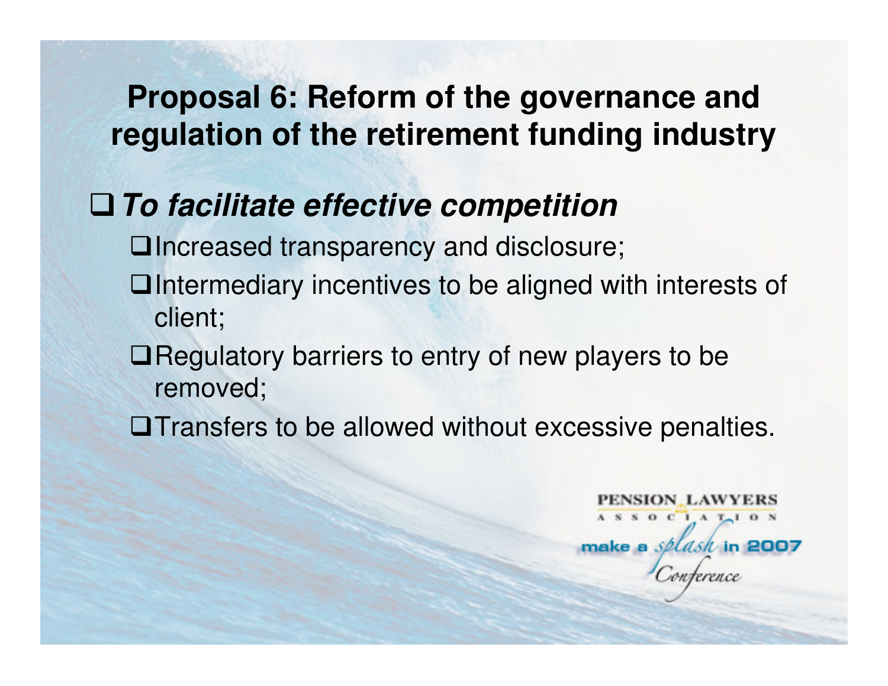# Proposal 6: Reform of the governance and regulation of the retirement funding industry

- ***To facilitate effective competition***
  - Increased transparency and disclosure;
  - Intermediary incentives to be aligned with interests of client;
  - Regulatory barriers to entry of new players to be removed;
  - Transfers to be allowed without excessive penalties.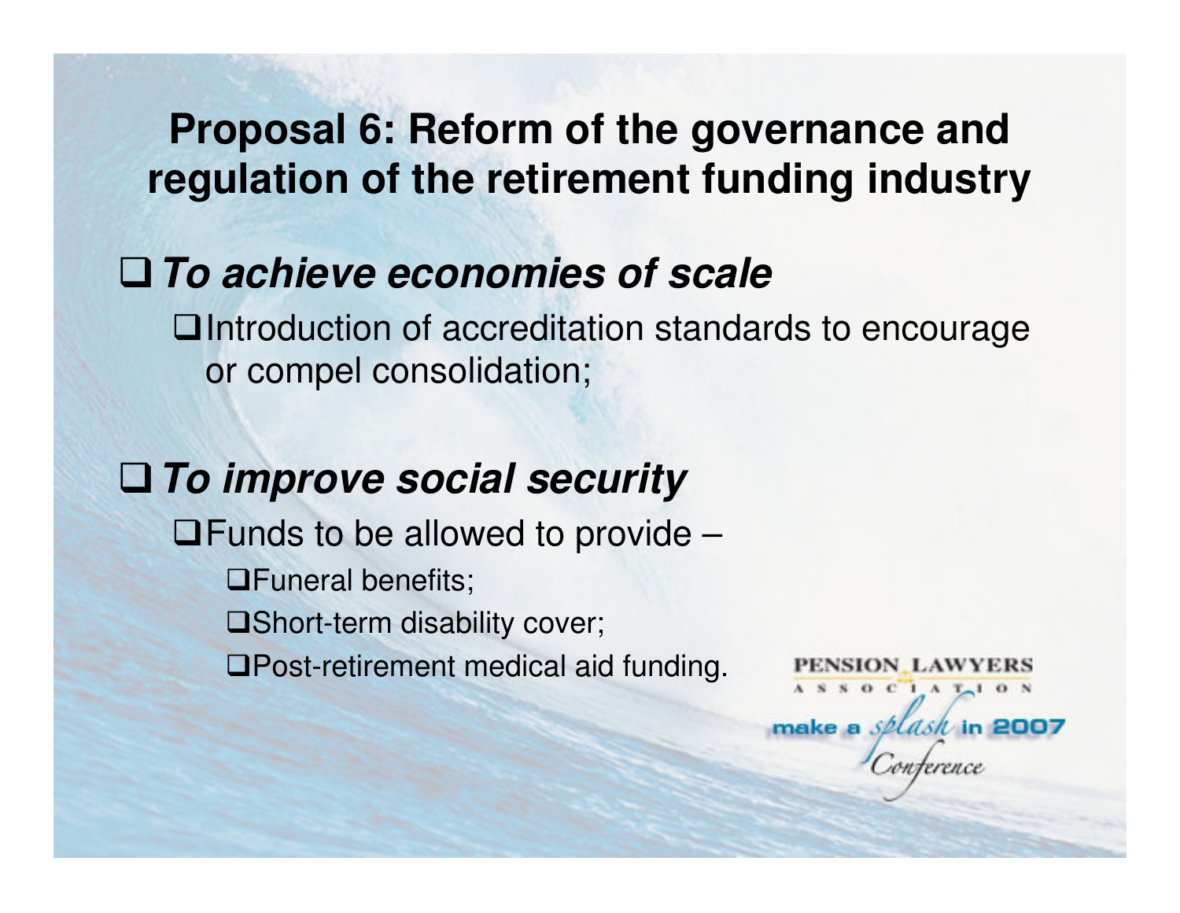# Proposal 6: Reform of the governance and regulation of the retirement funding industry

- ***To achieve economies of scale***
  - Introduction of accreditation standards to encourage or compel consolidation;

- ***To improve social security***
  - Funds to be allowed to provide –
    - Funeral benefits;
    - Short-term disability cover;
    - Post-retirement medical aid funding.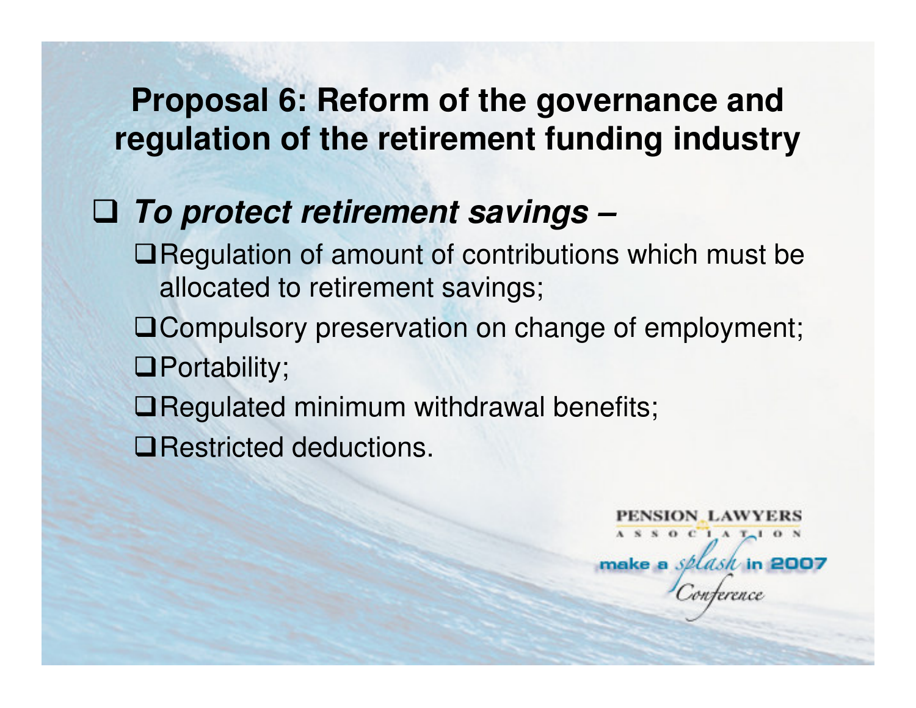# Proposal 6: Reform of the governance and regulation of the retirement funding industry

- ***To protect retirement savings –***
  - Regulation of amount of contributions which must be allocated to retirement savings;
  - Compulsory preservation on change of employment;
  - Portability;
  - Regulated minimum withdrawal benefits;
  - Restricted deductions.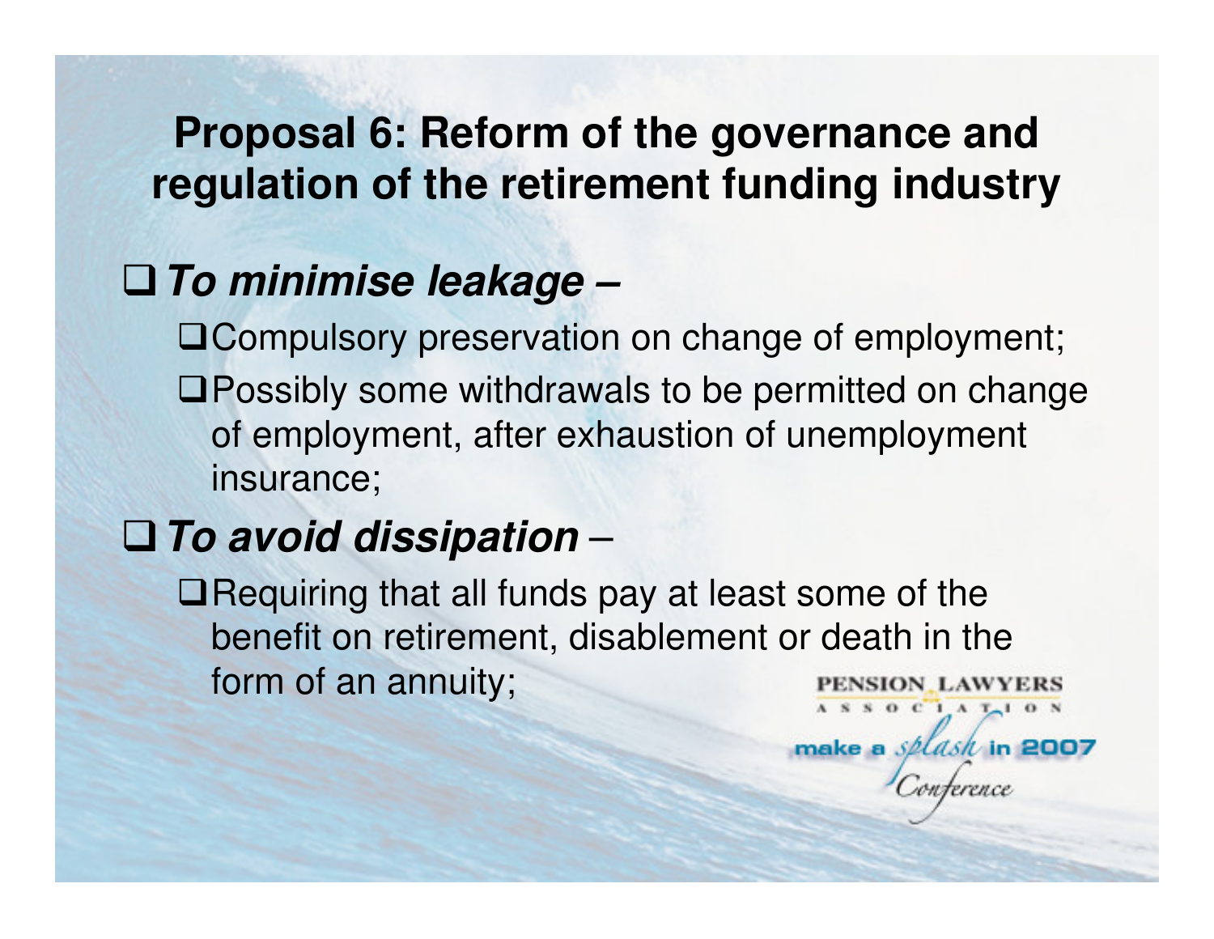# Proposal 6: Reform of the governance and regulation of the retirement funding industry

- ***To minimise leakage –***
  - Compulsory preservation on change of employment;
  - Possibly some withdrawals to be permitted on change of employment, after exhaustion of unemployment insurance;
- ***To avoid dissipation*** –
  - Requiring that all funds pay at least some of the benefit on retirement, disablement or death in the form of an annuity;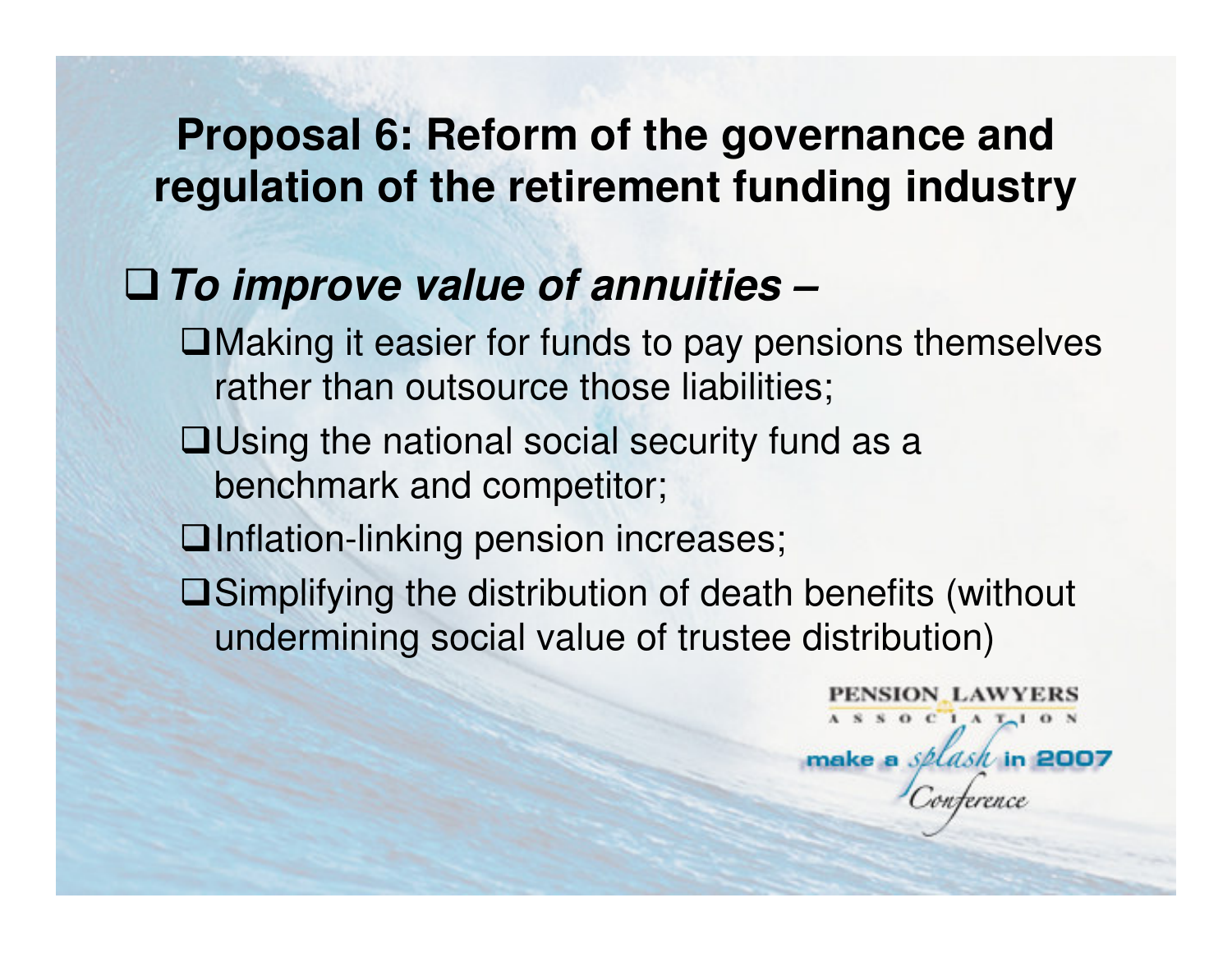# Proposal 6: Reform of the governance and regulation of the retirement funding industry

- ***To improve value of annuities –***
  - Making it easier for funds to pay pensions themselves rather than outsource those liabilities;
  - Using the national social security fund as a benchmark and competitor;
  - Inflation-linking pension increases;
  - Simplifying the distribution of death benefits (without undermining social value of trustee distribution)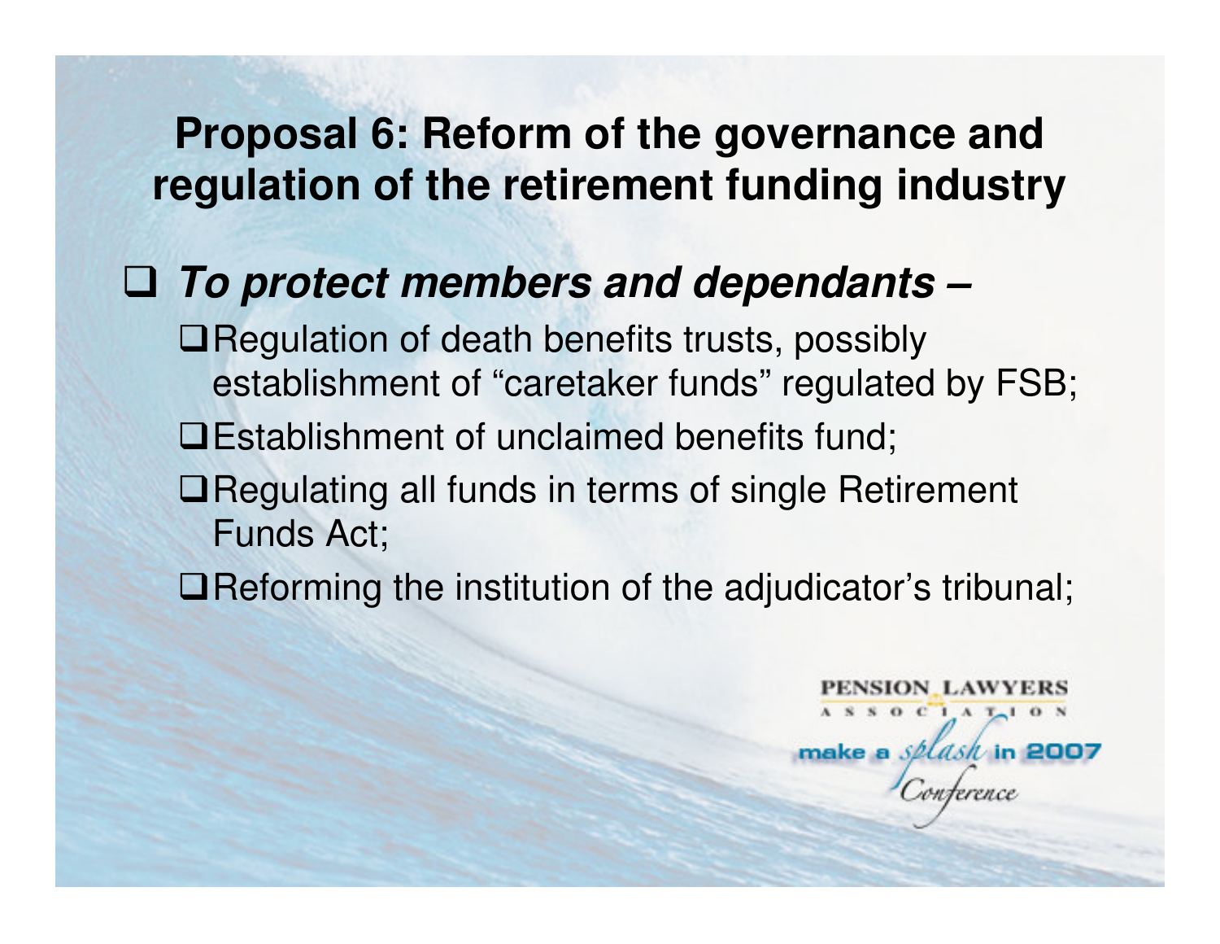# Proposal 6: Reform of the governance and regulation of the retirement funding industry

- ***To protect members and dependants –***
  - Regulation of death benefits trusts, possibly establishment of "caretaker funds" regulated by FSB;
  - Establishment of unclaimed benefits fund;
  - Regulating all funds in terms of single Retirement Funds Act;
  - Reforming the institution of the adjudicator's tribunal;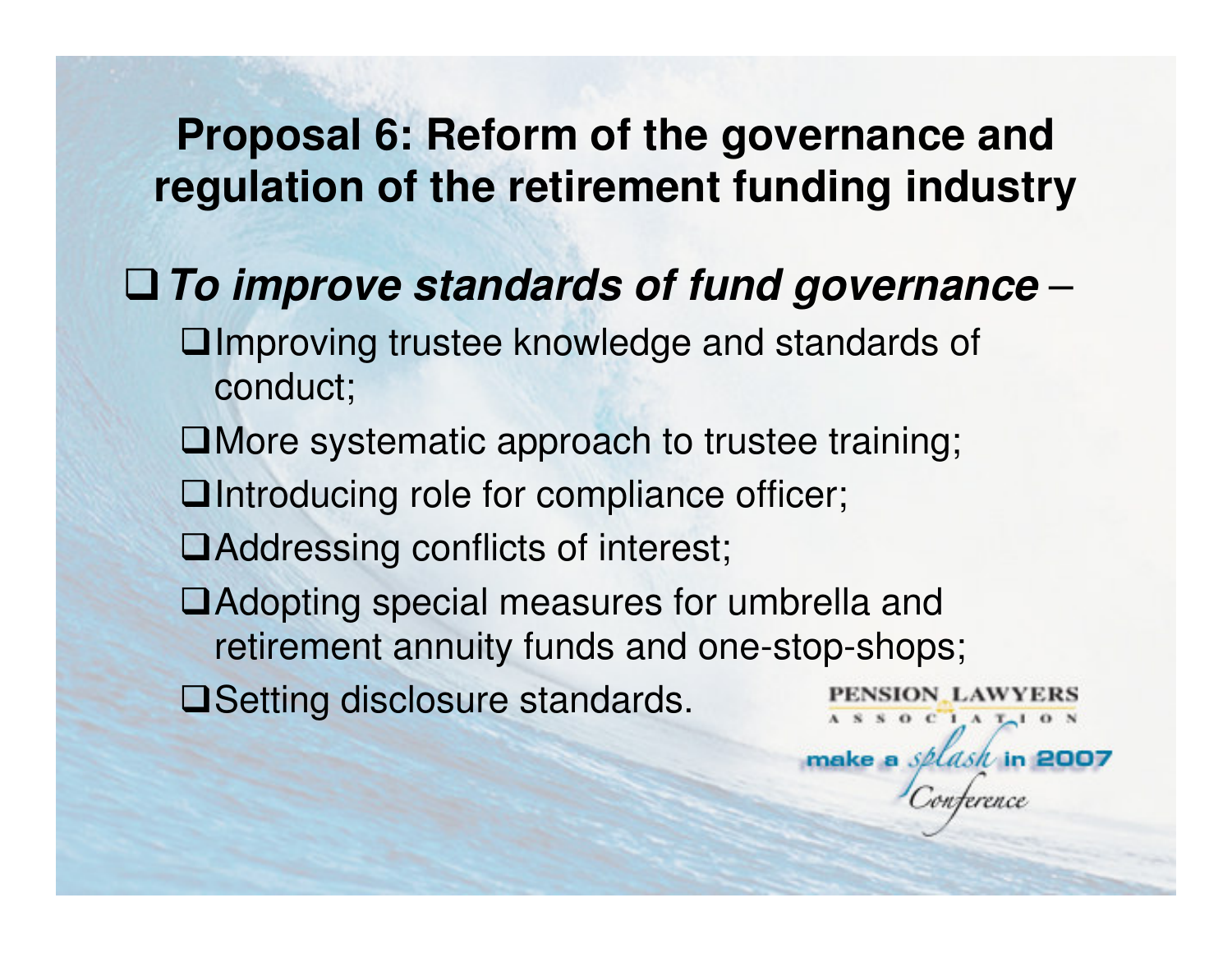# Proposal 6: Reform of the governance and regulation of the retirement funding industry

- ***To improve standards of fund governance*** –
  - Improving trustee knowledge and standards of conduct;
  - More systematic approach to trustee training;
  - Introducing role for compliance officer;
  - Addressing conflicts of interest;
  - Adopting special measures for umbrella and retirement annuity funds and one-stop-shops;
  - Setting disclosure standards.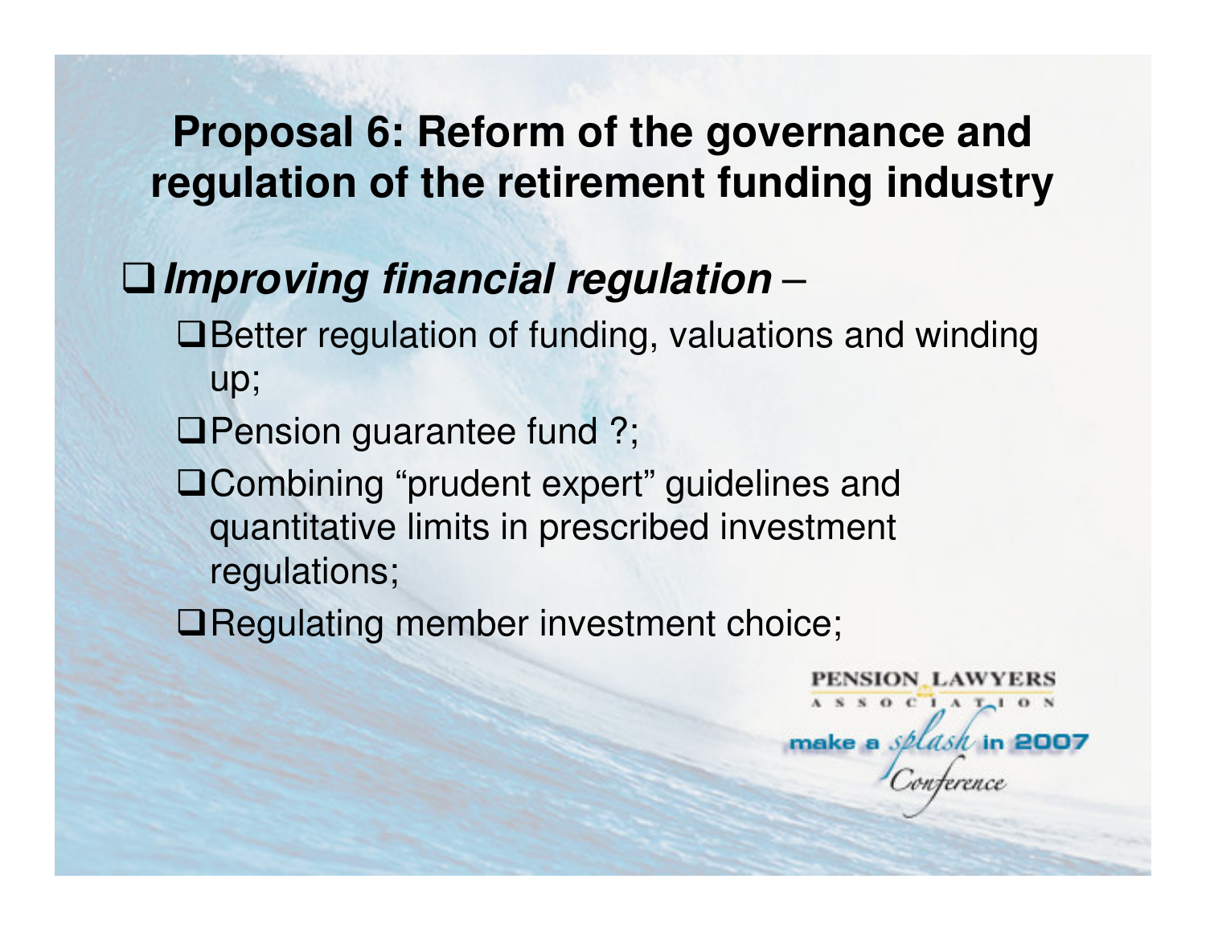# Proposal 6: Reform of the governance and regulation of the retirement funding industry

- ***Improving financial regulation*** –
  - Better regulation of funding, valuations and winding up;
  - Pension guarantee fund ?;
  - Combining “prudent expert” guidelines and quantitative limits in prescribed investment regulations;
  - Regulating member investment choice;

PENSION LAWYERS ASSOCIATION
make a splash in 2007 Conference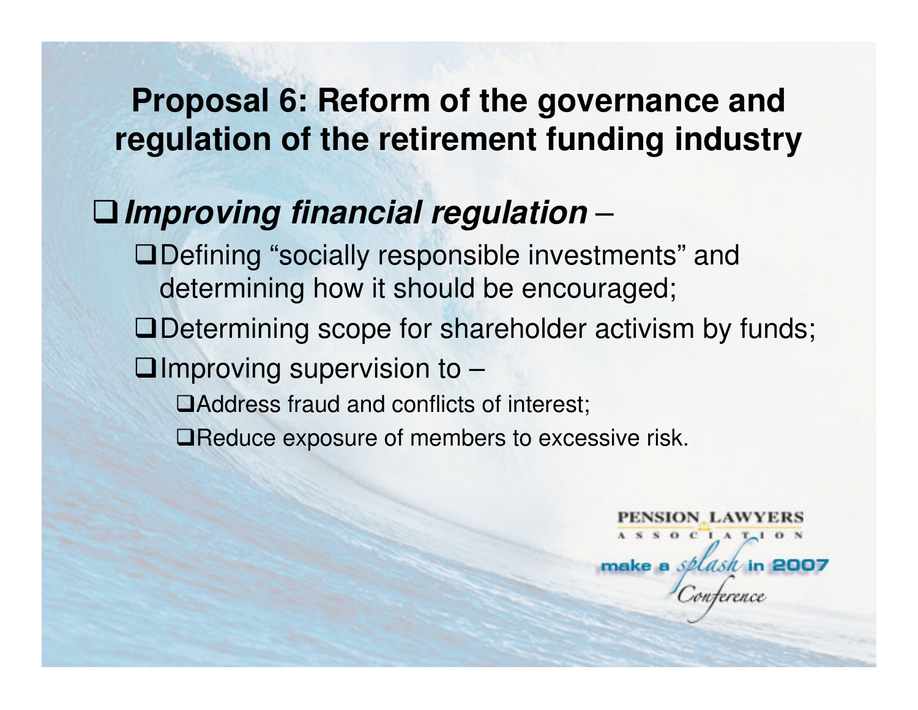# Proposal 6: Reform of the governance and regulation of the retirement funding industry

- ***Improving financial regulation*** –
  - Defining "socially responsible investments" and determining how it should be encouraged;
  - Determining scope for shareholder activism by funds;
  - Improving supervision to –
    - Address fraud and conflicts of interest;
    - Reduce exposure of members to excessive risk.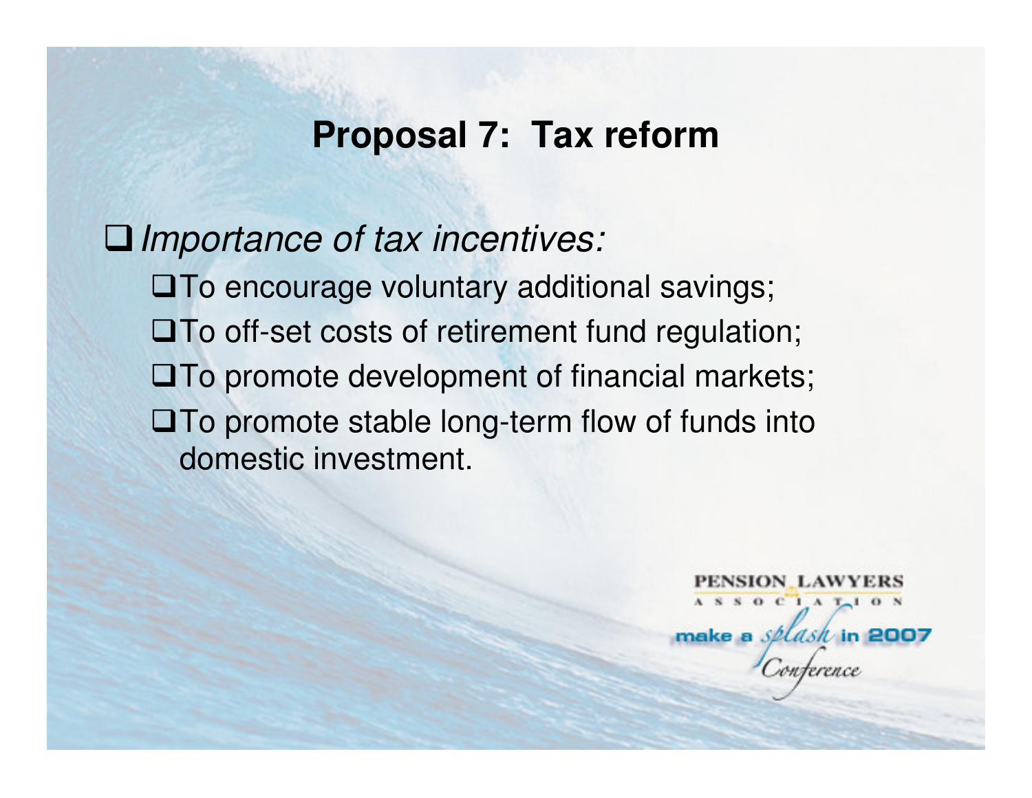## Proposal 7: Tax reform

- *Importance of tax incentives:*
  - To encourage voluntary additional savings;
  - To off-set costs of retirement fund regulation;
  - To promote development of financial markets;
  - To promote stable long-term flow of funds into domestic investment.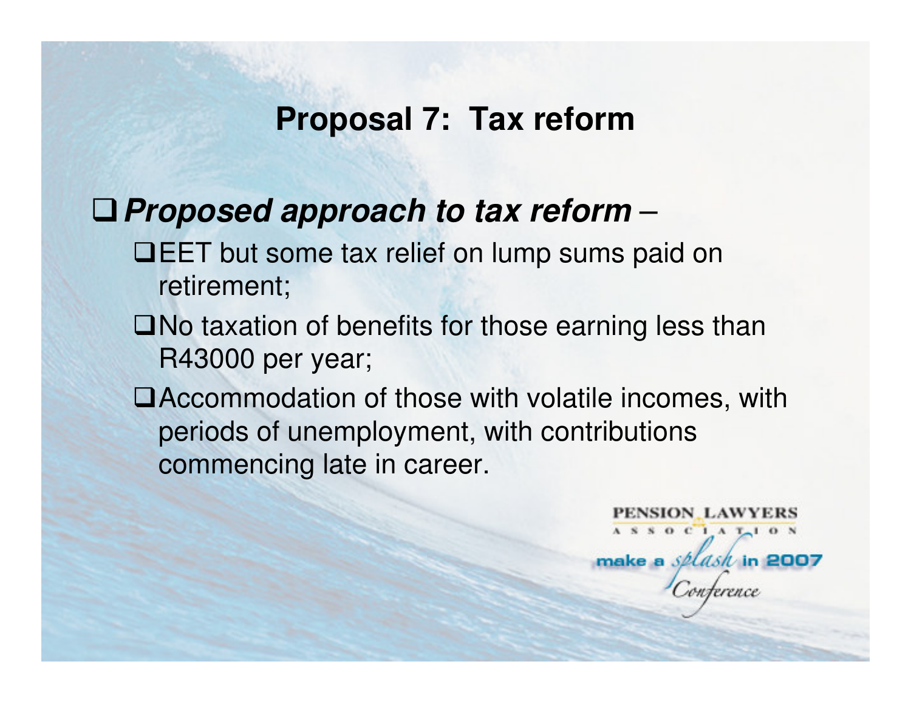# Proposal 7: Tax reform

- ***Proposed approach to tax reform*** –
  - EET but some tax relief on lump sums paid on retirement;
  - No taxation of benefits for those earning less than R43000 per year;
  - Accommodation of those with volatile incomes, with periods of unemployment, with contributions commencing late in career.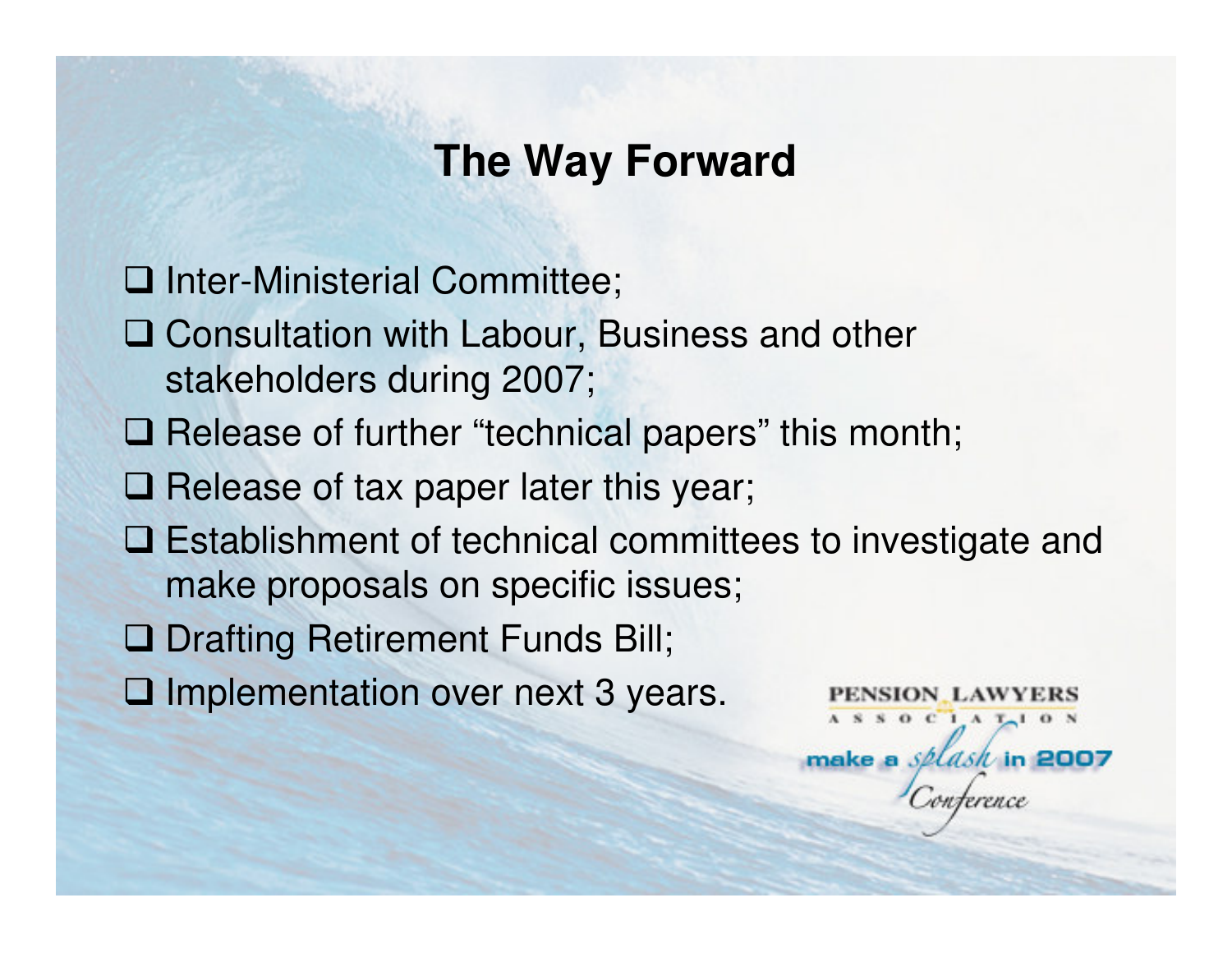# The Way Forward

- Inter-Ministerial Committee;
- Consultation with Labour, Business and other stakeholders during 2007;
- Release of further "technical papers" this month;
- Release of tax paper later this year;
- Establishment of technical committees to investigate and make proposals on specific issues;
- Drafting Retirement Funds Bill;
- Implementation over next 3 years.

PENSION LAWYERS ASSOCIATION

make a *splash* in 2007 *Conference*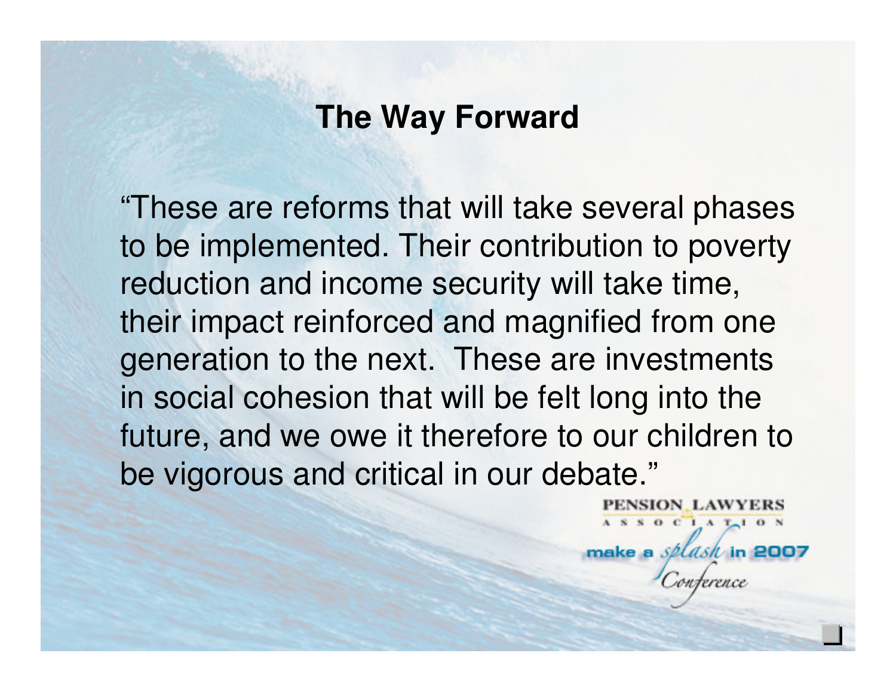# The Way Forward

"These are reforms that will take several phases to be implemented. Their contribution to poverty reduction and income security will take time, their impact reinforced and magnified from one generation to the next. These are investments in social cohesion that will be felt long into the future, and we owe it therefore to our children to be vigorous and critical in our debate."